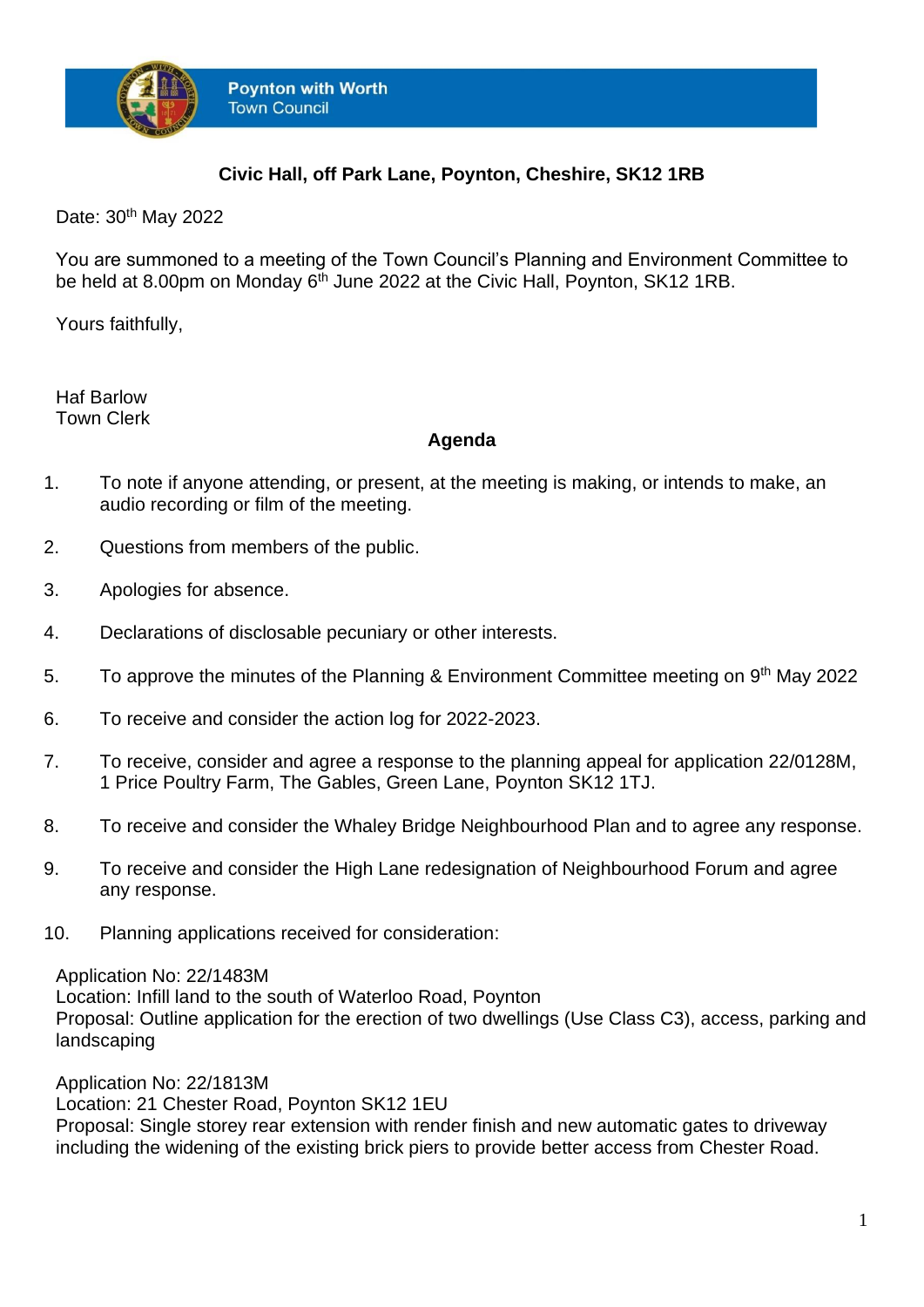**Poynton with Worth**
Town Council

**Civic Hall, off Park Lane, Poynton, Cheshire, SK12 1RB**

Date: 30th May 2022

You are summoned to a meeting of the Town Council's Planning and Environment Committee to be held at 8.00pm on Monday 6th June 2022 at the Civic Hall, Poynton, SK12 1RB.

Yours faithfully,

Haf Barlow
Town Clerk

**Agenda**

1. To note if anyone attending, or present, at the meeting is making, or intends to make, an audio recording or film of the meeting.

2. Questions from members of the public.

3. Apologies for absence.

4. Declarations of disclosable pecuniary or other interests.

5. To approve the minutes of the Planning & Environment Committee meeting on 9th May 2022

6. To receive and consider the action log for 2022-2023.

7. To receive, consider and agree a response to the planning appeal for application 22/0128M, 1 Price Poultry Farm, The Gables, Green Lane, Poynton SK12 1TJ.

8. To receive and consider the Whaley Bridge Neighbourhood Plan and to agree any response.

9. To receive and consider the High Lane redesignation of Neighbourhood Forum and agree any response.

10. Planning applications received for consideration:

Application No: 22/1483M
Location: Infill land to the south of Waterloo Road, Poynton
Proposal: Outline application for the erection of two dwellings (Use Class C3), access, parking and landscaping

Application No: 22/1813M
Location: 21 Chester Road, Poynton SK12 1EU
Proposal: Single storey rear extension with render finish and new automatic gates to driveway including the widening of the existing brick piers to provide better access from Chester Road.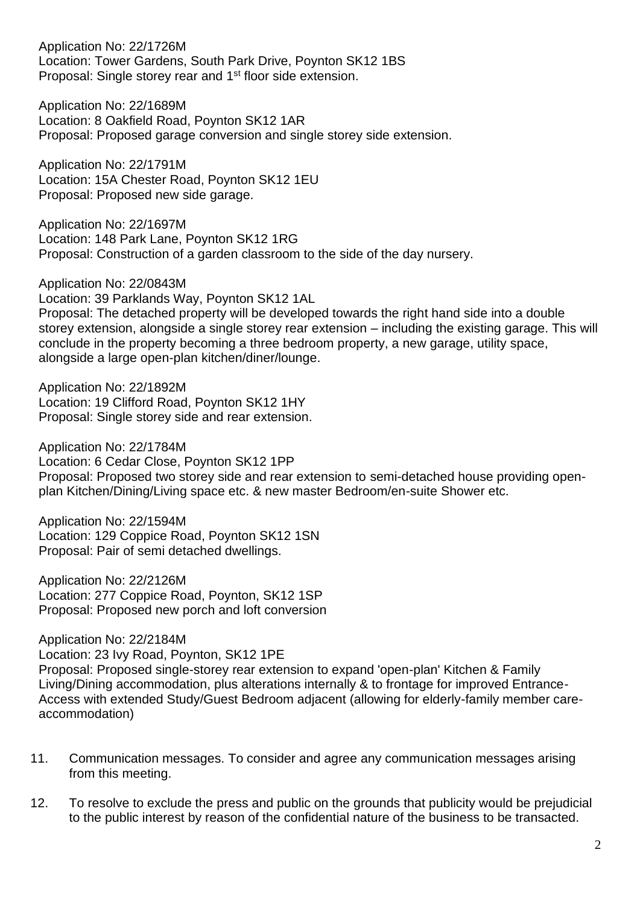Application No: 22/1726M
Location: Tower Gardens, South Park Drive, Poynton SK12 1BS
Proposal: Single storey rear and 1st floor side extension.

Application No: 22/1689M
Location: 8 Oakfield Road, Poynton SK12 1AR
Proposal: Proposed garage conversion and single storey side extension.

Application No: 22/1791M
Location: 15A Chester Road, Poynton SK12 1EU
Proposal: Proposed new side garage.

Application No: 22/1697M
Location: 148 Park Lane, Poynton SK12 1RG
Proposal: Construction of a garden classroom to the side of the day nursery.

Application No: 22/0843M
Location: 39 Parklands Way, Poynton SK12 1AL
Proposal: The detached property will be developed towards the right hand side into a double storey extension, alongside a single storey rear extension – including the existing garage. This will conclude in the property becoming a three bedroom property, a new garage, utility space, alongside a large open-plan kitchen/diner/lounge.

Application No: 22/1892M
Location: 19 Clifford Road, Poynton SK12 1HY
Proposal: Single storey side and rear extension.

Application No: 22/1784M
Location: 6 Cedar Close, Poynton SK12 1PP
Proposal: Proposed two storey side and rear extension to semi-detached house providing open-plan Kitchen/Dining/Living space etc. & new master Bedroom/en-suite Shower etc.

Application No: 22/1594M
Location: 129 Coppice Road, Poynton SK12 1SN
Proposal: Pair of semi detached dwellings.

Application No: 22/2126M
Location: 277 Coppice Road, Poynton, SK12 1SP
Proposal: Proposed new porch and loft conversion

Application No: 22/2184M
Location: 23 Ivy Road, Poynton, SK12 1PE
Proposal: Proposed single-storey rear extension to expand 'open-plan' Kitchen & Family Living/Dining accommodation, plus alterations internally & to frontage for improved Entrance-Access with extended Study/Guest Bedroom adjacent (allowing for elderly-family member care-accommodation)

11. Communication messages. To consider and agree any communication messages arising from this meeting.

12. To resolve to exclude the press and public on the grounds that publicity would be prejudicial to the public interest by reason of the confidential nature of the business to be transacted.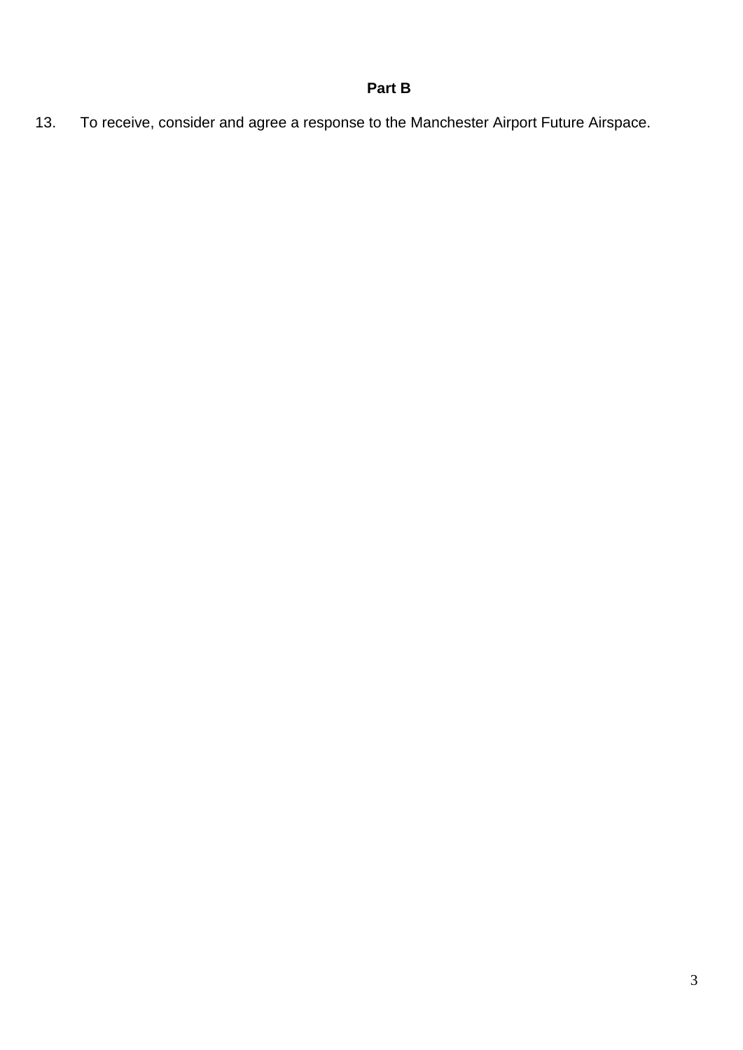**Part B**

13. To receive, consider and agree a response to the Manchester Airport Future Airspace.